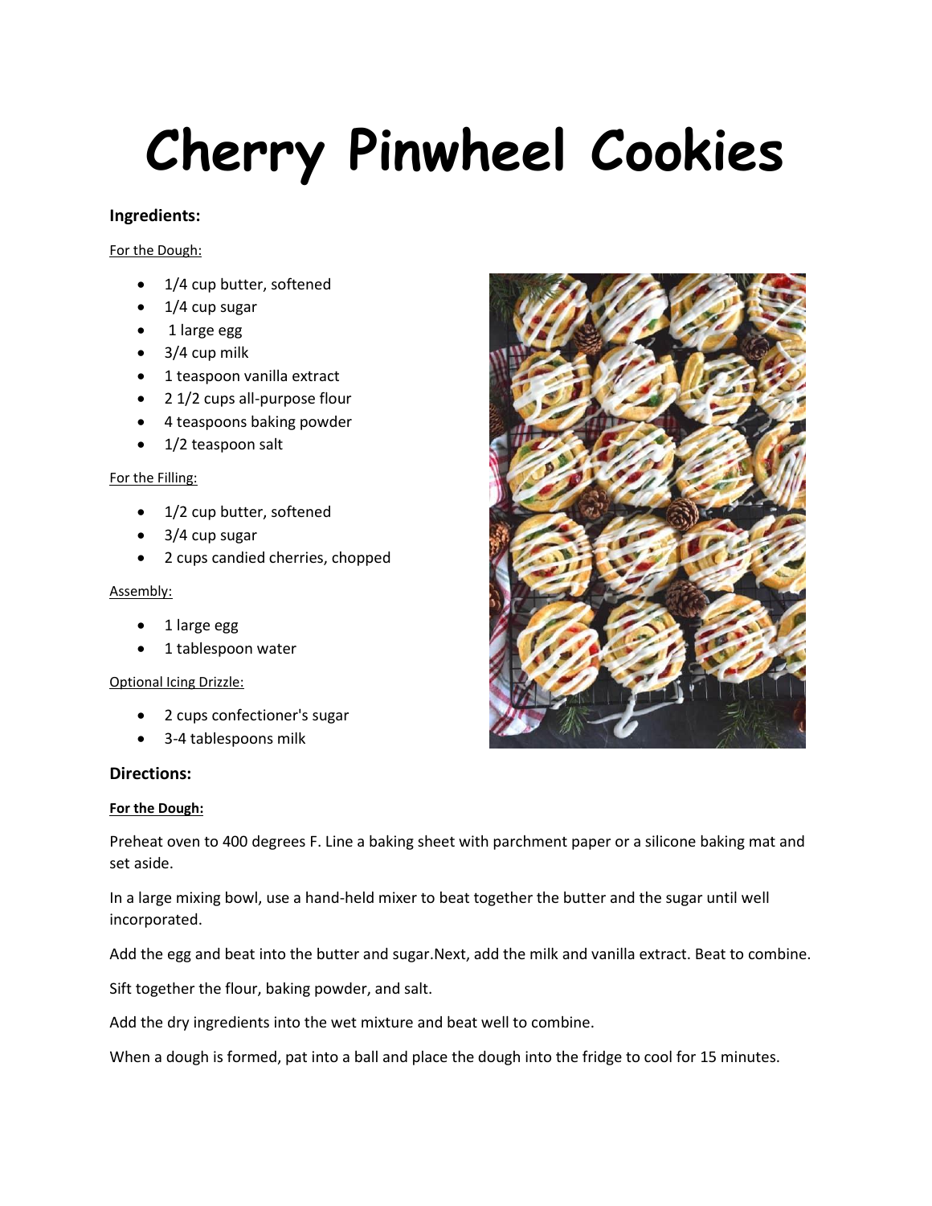# Cherry Pinwheel Cookies

## Ingredients:

For the Dough:

- 1/4 cup butter, softened
- 1/4 cup sugar
- 1 large egg
- 3/4 cup milk
- 1 teaspoon vanilla extract
- 2 1/2 cups all-purpose flour
- 4 teaspoons baking powder
- 1/2 teaspoon salt

For the Filling:

- 1/2 cup butter, softened
- 3/4 cup sugar
- 2 cups candied cherries, chopped

Assembly:

- 1 large egg
- 1 tablespoon water

Optional Icing Drizzle:

- 2 cups confectioner's sugar
- 3-4 tablespoons milk

## Directions:

**For the Dough:**

Preheat oven to 400 degrees F. Line a baking sheet with parchment paper or a silicone baking mat and set aside.

In a large mixing bowl, use a hand-held mixer to beat together the butter and the sugar until well incorporated.

Add the egg and beat into the butter and sugar.Next, add the milk and vanilla extract. Beat to combine.

Sift together the flour, baking powder, and salt.

Add the dry ingredients into the wet mixture and beat well to combine.

When a dough is formed, pat into a ball and place the dough into the fridge to cool for 15 minutes.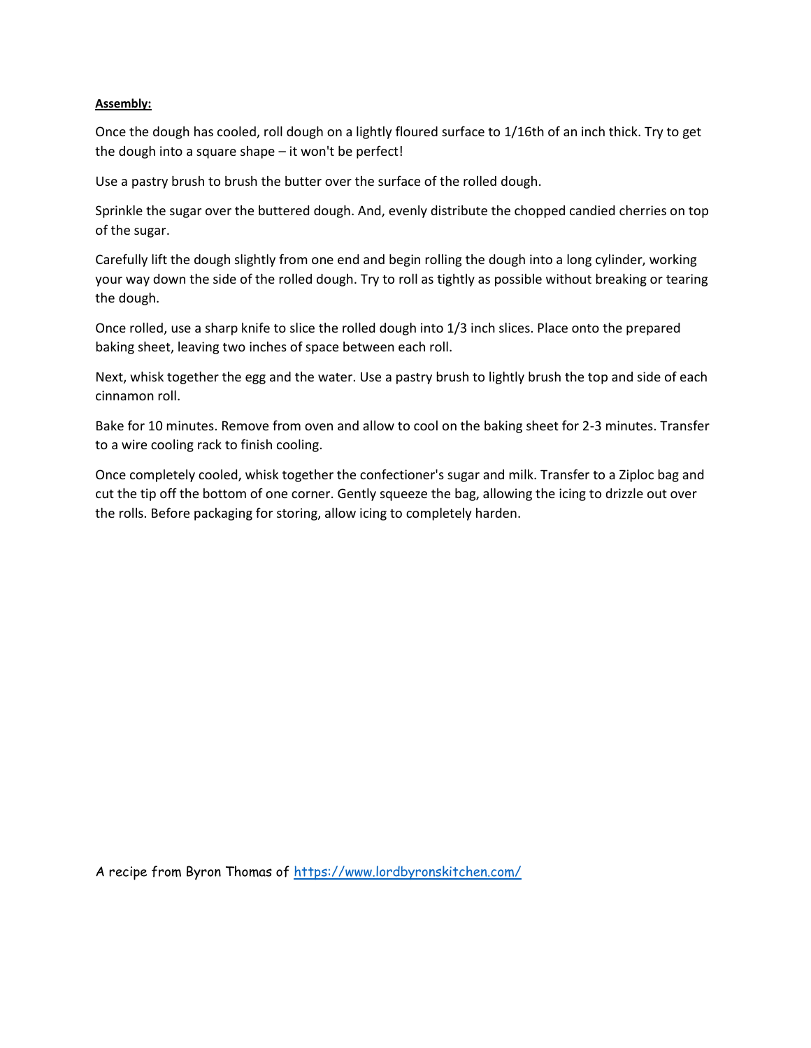**Assembly:**

Once the dough has cooled, roll dough on a lightly floured surface to 1/16th of an inch thick. Try to get the dough into a square shape – it won't be perfect!

Use a pastry brush to brush the butter over the surface of the rolled dough.

Sprinkle the sugar over the buttered dough. And, evenly distribute the chopped candied cherries on top of the sugar.

Carefully lift the dough slightly from one end and begin rolling the dough into a long cylinder, working your way down the side of the rolled dough. Try to roll as tightly as possible without breaking or tearing the dough.

Once rolled, use a sharp knife to slice the rolled dough into 1/3 inch slices. Place onto the prepared baking sheet, leaving two inches of space between each roll.

Next, whisk together the egg and the water. Use a pastry brush to lightly brush the top and side of each cinnamon roll.

Bake for 10 minutes. Remove from oven and allow to cool on the baking sheet for 2-3 minutes. Transfer to a wire cooling rack to finish cooling.

Once completely cooled, whisk together the confectioner's sugar and milk. Transfer to a Ziploc bag and cut the tip off the bottom of one corner. Gently squeeze the bag, allowing the icing to drizzle out over the rolls. Before packaging for storing, allow icing to completely harden.

A recipe from Byron Thomas of [https://www.lordbyronskitchen.com/](https://www.lordbyronskitchen.com/)